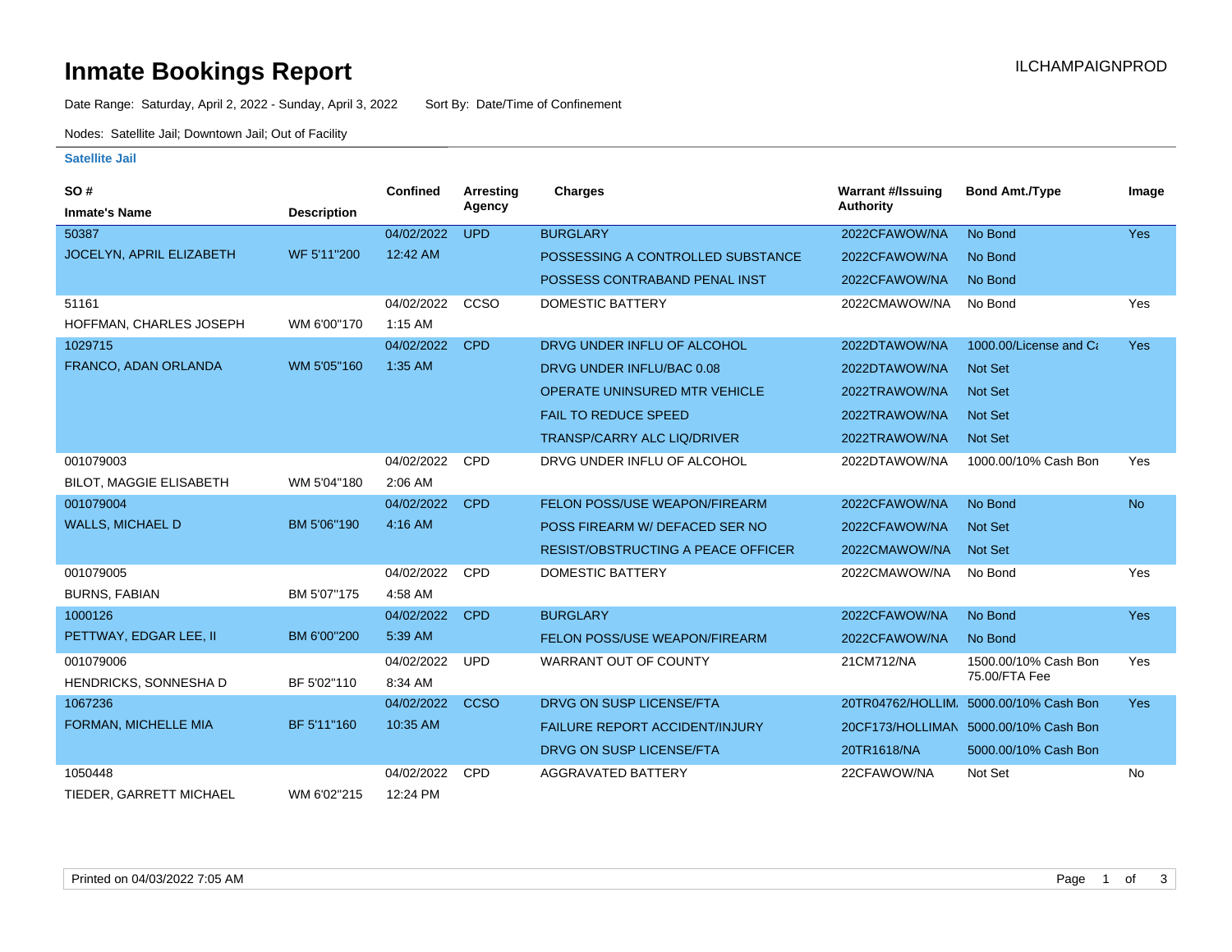# Inmate Bookings Report

ILCHAMPAIGNPROD

Date Range: Saturday, April 2, 2022 - Sunday, April 3, 2022     Sort By: Date/Time of Confinement

Nodes: Satellite Jail; Downtown Jail; Out of Facility

### Satellite Jail

| SO # / Inmate's Name | Description | Confined | Arresting Agency | Charges | Warrant #/Issuing Authority | Bond Amt./Type | Image |
|---|---|---|---|---|---|---|---|
| 50387 / JOCELYN, APRIL ELIZABETH | WF 5'11"200 | 04/02/2022 12:42 AM | UPD | BURGLARY | 2022CFAWOW/NA | No Bond | Yes |
| | | | | POSSESSING A CONTROLLED SUBSTANCE | 2022CFAWOW/NA | No Bond | |
| | | | | POSSESS CONTRABAND PENAL INST | 2022CFAWOW/NA | No Bond | |
| 51161 / HOFFMAN, CHARLES JOSEPH | WM 6'00"170 | 04/02/2022 1:15 AM | CCSO | DOMESTIC BATTERY | 2022CMAWOW/NA | No Bond | Yes |
| 1029715 / FRANCO, ADAN ORLANDA | WM 5'05"160 | 04/02/2022 1:35 AM | CPD | DRVG UNDER INFLU OF ALCOHOL | 2022DTAWOW/NA | 1000.00/License and Ca | Yes |
| | | | | DRVG UNDER INFLU/BAC 0.08 | 2022DTAWOW/NA | Not Set | |
| | | | | OPERATE UNINSURED MTR VEHICLE | 2022TRAWOW/NA | Not Set | |
| | | | | FAIL TO REDUCE SPEED | 2022TRAWOW/NA | Not Set | |
| | | | | TRANSP/CARRY ALC LIQ/DRIVER | 2022TRAWOW/NA | Not Set | |
| 001079003 / BILOT, MAGGIE ELISABETH | WM 5'04"180 | 04/02/2022 2:06 AM | CPD | DRVG UNDER INFLU OF ALCOHOL | 2022DTAWOW/NA | 1000.00/10% Cash Bon | Yes |
| 001079004 / WALLS, MICHAEL D | BM 5'06"190 | 04/02/2022 4:16 AM | CPD | FELON POSS/USE WEAPON/FIREARM | 2022CFAWOW/NA | No Bond | No |
| | | | | POSS FIREARM W/ DEFACED SER NO | 2022CFAWOW/NA | Not Set | |
| | | | | RESIST/OBSTRUCTING A PEACE OFFICER | 2022CMAWOW/NA | Not Set | |
| 001079005 / BURNS, FABIAN | BM 5'07"175 | 04/02/2022 4:58 AM | CPD | DOMESTIC BATTERY | 2022CMAWOW/NA | No Bond | Yes |
| 1000126 / PETTWAY, EDGAR LEE, II | BM 6'00"200 | 04/02/2022 5:39 AM | CPD | BURGLARY | 2022CFAWOW/NA | No Bond | Yes |
| | | | | FELON POSS/USE WEAPON/FIREARM | 2022CFAWOW/NA | No Bond | |
| 001079006 / HENDRICKS, SONNESHA D | BF 5'02"110 | 04/02/2022 8:34 AM | UPD | WARRANT OUT OF COUNTY | 21CM712/NA | 1500.00/10% Cash Bon 75.00/FTA Fee | Yes |
| 1067236 / FORMAN, MICHELLE MIA | BF 5'11"160 | 04/02/2022 10:35 AM | CCSO | DRVG ON SUSP LICENSE/FTA | 20TR04762/HOLLIM | 5000.00/10% Cash Bon | Yes |
| | | | | FAILURE REPORT ACCIDENT/INJURY | 20CF173/HOLLIMAN | 5000.00/10% Cash Bon | |
| | | | | DRVG ON SUSP LICENSE/FTA | 20TR1618/NA | 5000.00/10% Cash Bon | |
| 1050448 / TIEDER, GARRETT MICHAEL | WM 6'02"215 | 04/02/2022 12:24 PM | CPD | AGGRAVATED BATTERY | 22CFAWOW/NA | Not Set | No |

Printed on 04/03/2022 7:05 AM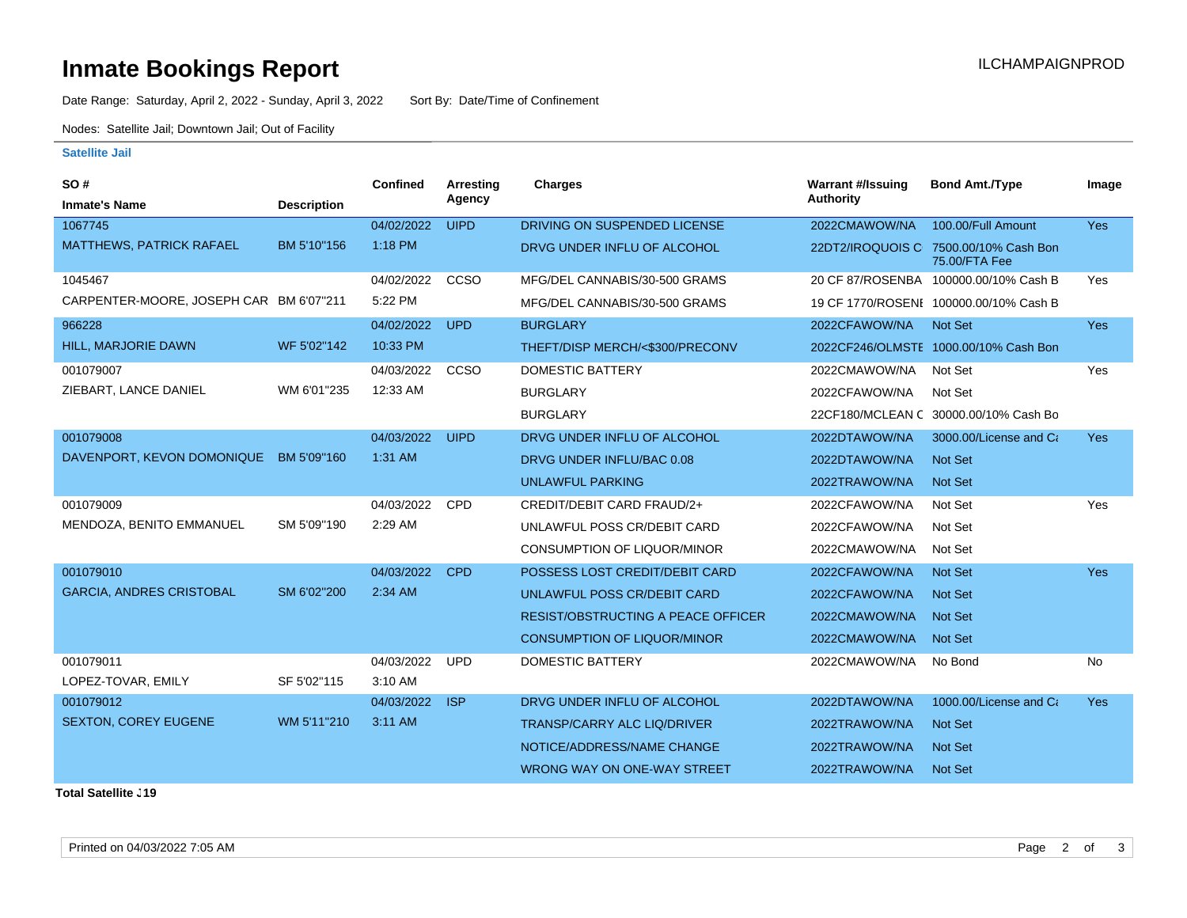# Inmate Bookings Report

ILCHAMPAIGNPROD

Date Range: Saturday, April 2, 2022 - Sunday, April 3, 2022 Sort By: Date/Time of Confinement

Nodes: Satellite Jail; Downtown Jail; Out of Facility

**Satellite Jail**

| SO # / Inmate's Name | Description | Confined | Arresting Agency | Charges | Warrant #/Issuing Authority | Bond Amt./Type | Image |
|---|---|---|---|---|---|---|---|
| 1067745 | | 04/02/2022 | UIPD | DRIVING ON SUSPENDED LICENSE | 2022CMAWOW/NA | 100.00/Full Amount | Yes |
| MATTHEWS, PATRICK RAFAEL | BM 5'10"156 | 1:18 PM | | DRVG UNDER INFLU OF ALCOHOL | 22DT2/IROQUOIS C | 7500.00/10% Cash Bon 75.00/FTA Fee | |
| 1045467 | | 04/02/2022 | CCSO | MFG/DEL CANNABIS/30-500 GRAMS | 20 CF 87/ROSENBA | 100000.00/10% Cash B | Yes |
| CARPENTER-MOORE, JOSEPH CAR | BM 6'07"211 | 5:22 PM | | MFG/DEL CANNABIS/30-500 GRAMS | 19 CF 1770/ROSENI | 100000.00/10% Cash B | |
| 966228 | | 04/02/2022 | UPD | BURGLARY | 2022CFAWOW/NA | Not Set | Yes |
| HILL, MARJORIE DAWN | WF 5'02"142 | 10:33 PM | | THEFT/DISP MERCH/<$300/PRECONV | 2022CF246/OLMSTE | 1000.00/10% Cash Bon | |
| 001079007 | | 04/03/2022 | CCSO | DOMESTIC BATTERY | 2022CMAWOW/NA | Not Set | Yes |
| ZIEBART, LANCE DANIEL | WM 6'01"235 | 12:33 AM | | BURGLARY | 2022CFAWOW/NA | Not Set | |
| | | | | BURGLARY | 22CF180/MCLEAN C | 30000.00/10% Cash Bo | |
| 001079008 | | 04/03/2022 | UIPD | DRVG UNDER INFLU OF ALCOHOL | 2022DTAWOW/NA | 3000.00/License and Ca | Yes |
| DAVENPORT, KEVON DOMONIQUE | BM 5'09"160 | 1:31 AM | | DRVG UNDER INFLU/BAC 0.08 | 2022DTAWOW/NA | Not Set | |
| | | | | UNLAWFUL PARKING | 2022TRAWOW/NA | Not Set | |
| 001079009 | | 04/03/2022 | CPD | CREDIT/DEBIT CARD FRAUD/2+ | 2022CFAWOW/NA | Not Set | Yes |
| MENDOZA, BENITO EMMANUEL | SM 5'09"190 | 2:29 AM | | UNLAWFUL POSS CR/DEBIT CARD | 2022CFAWOW/NA | Not Set | |
| | | | | CONSUMPTION OF LIQUOR/MINOR | 2022CMAWOW/NA | Not Set | |
| 001079010 | | 04/03/2022 | CPD | POSSESS LOST CREDIT/DEBIT CARD | 2022CFAWOW/NA | Not Set | Yes |
| GARCIA, ANDRES CRISTOBAL | SM 6'02"200 | 2:34 AM | | UNLAWFUL POSS CR/DEBIT CARD | 2022CFAWOW/NA | Not Set | |
| | | | | RESIST/OBSTRUCTING A PEACE OFFICER | 2022CMAWOW/NA | Not Set | |
| | | | | CONSUMPTION OF LIQUOR/MINOR | 2022CMAWOW/NA | Not Set | |
| 001079011 | | 04/03/2022 | UPD | DOMESTIC BATTERY | 2022CMAWOW/NA | No Bond | No |
| LOPEZ-TOVAR, EMILY | SF 5'02"115 | 3:10 AM | | | | | |
| 001079012 | | 04/03/2022 | ISP | DRVG UNDER INFLU OF ALCOHOL | 2022DTAWOW/NA | 1000.00/License and Ca | Yes |
| SEXTON, COREY EUGENE | WM 5'11"210 | 3:11 AM | | TRANSP/CARRY ALC LIQ/DRIVER | 2022TRAWOW/NA | Not Set | |
| | | | | NOTICE/ADDRESS/NAME CHANGE | 2022TRAWOW/NA | Not Set | |
| | | | | WRONG WAY ON ONE-WAY STREET | 2022TRAWOW/NA | Not Set | |

**Total Satellite J19**

Printed on 04/03/2022 7:05 AM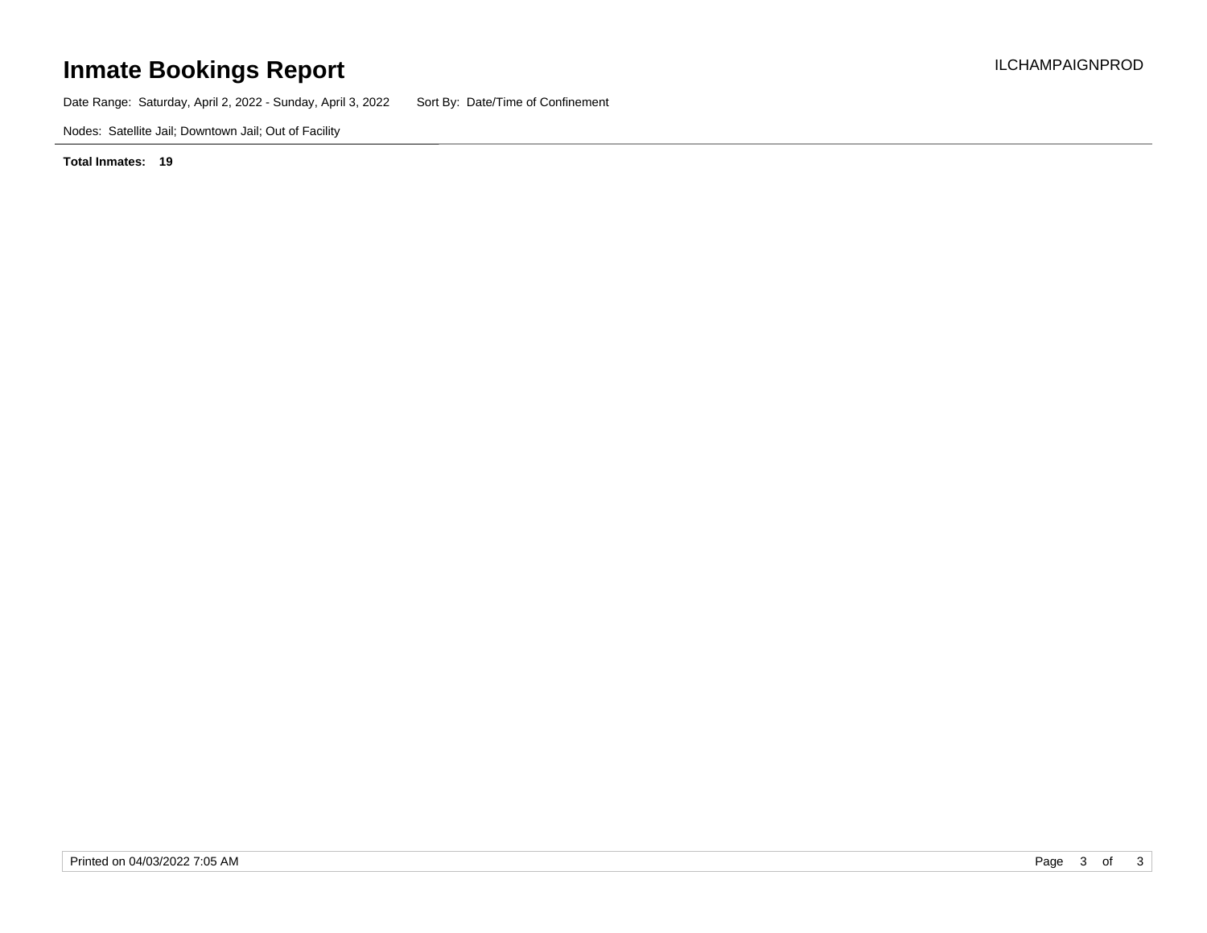# Inmate Bookings Report

ILCHAMPAIGNPROD

Date Range: Saturday, April 2, 2022 - Sunday, April 3, 2022 Sort By: Date/Time of Confinement

Nodes: Satellite Jail; Downtown Jail; Out of Facility

**Total Inmates: 19**